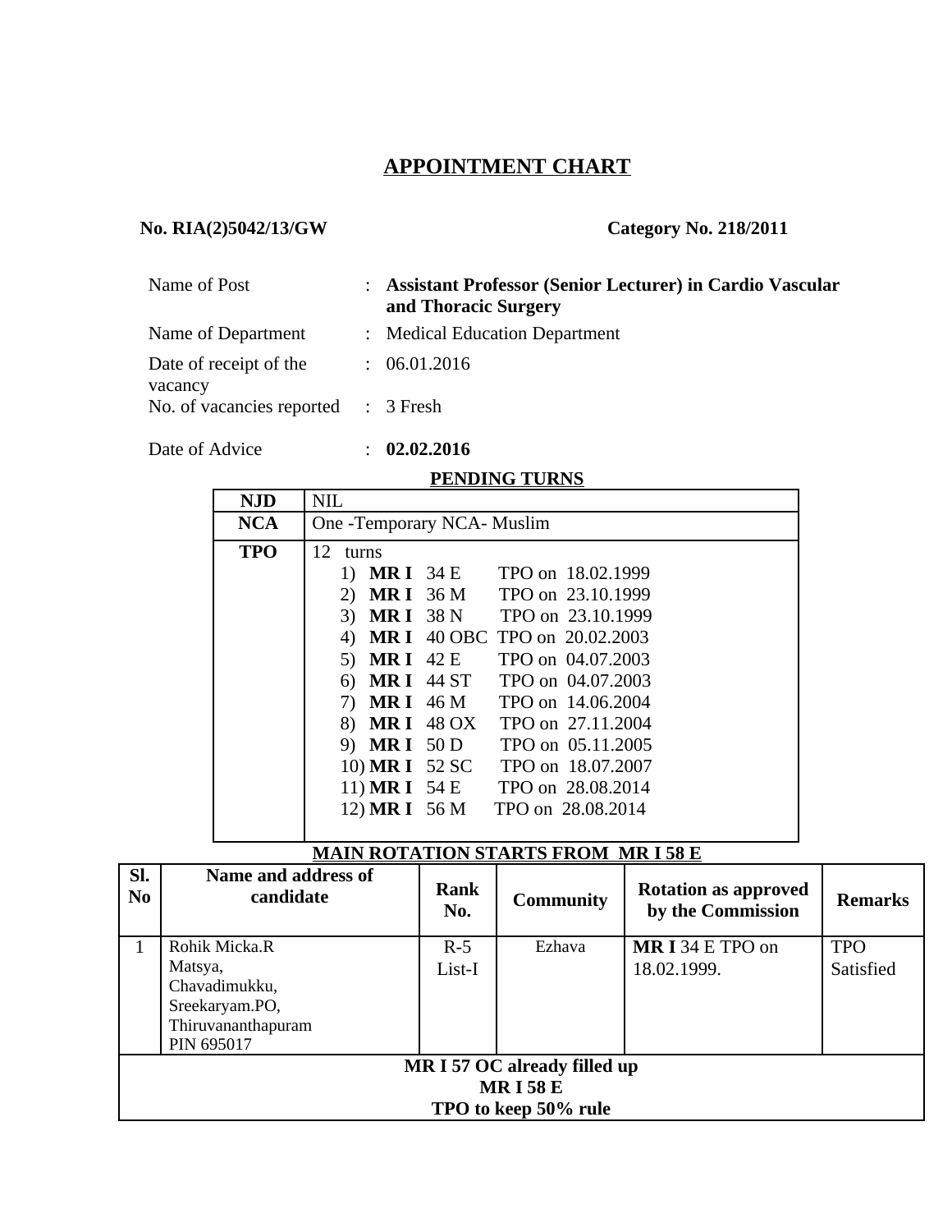# APPOINTMENT CHART

**No. RIA(2)5042/13/GW** **Category No. 218/2011**

| | | |
|---|---|---|
| Name of Post | : | **Assistant Professor (Senior Lecturer) in Cardio Vascular and Thoracic Surgery** |
| Name of Department | : | Medical Education Department |
| Date of receipt of the vacancy | : | 06.01.2016 |
| No. of vacancies reported | : | 3 Fresh |
| Date of Advice | : | **02.02.2016** |

**PENDING TURNS**

| | |
|---|---|
| **NJD** | NIL |
| **NCA** | One -Temporary NCA- Muslim |
| **TPO** | 12 turns<br>1) **MR I** 34 E TPO on 18.02.1999<br>2) **MR I** 36 M TPO on 23.10.1999<br>3) **MR I** 38 N TPO on 23.10.1999<br>4) **MR I** 40 OBC TPO on 20.02.2003<br>5) **MR I** 42 E TPO on 04.07.2003<br>6) **MR I** 44 ST TPO on 04.07.2003<br>7) **MR I** 46 M TPO on 14.06.2004<br>8) **MR I** 48 OX TPO on 27.11.2004<br>9) **MR I** 50 D TPO on 05.11.2005<br>10) **MR I** 52 SC TPO on 18.07.2007<br>11) **MR I** 54 E TPO on 28.08.2014<br>12) **MR I** 56 M TPO on 28.08.2014 |

**MAIN ROTATION STARTS FROM MR I 58 E**

| Sl. No | Name and address of candidate | Rank No. | Community | Rotation as approved by the Commission | Remarks |
|---|---|---|---|---|---|
| 1 | Rohik Micka.R<br>Matsya,<br>Chavadimukku,<br>Sreekaryam.PO,<br>Thiruvananthapuram<br>PIN 695017 | R-5<br>List-I | Ezhava | **MR I** 34 E TPO on 18.02.1999. | TPO Satisfied |
| **MR I 57 OC already filled up**<br>**MR I 58 E**<br>**TPO to keep 50% rule** | | | | | |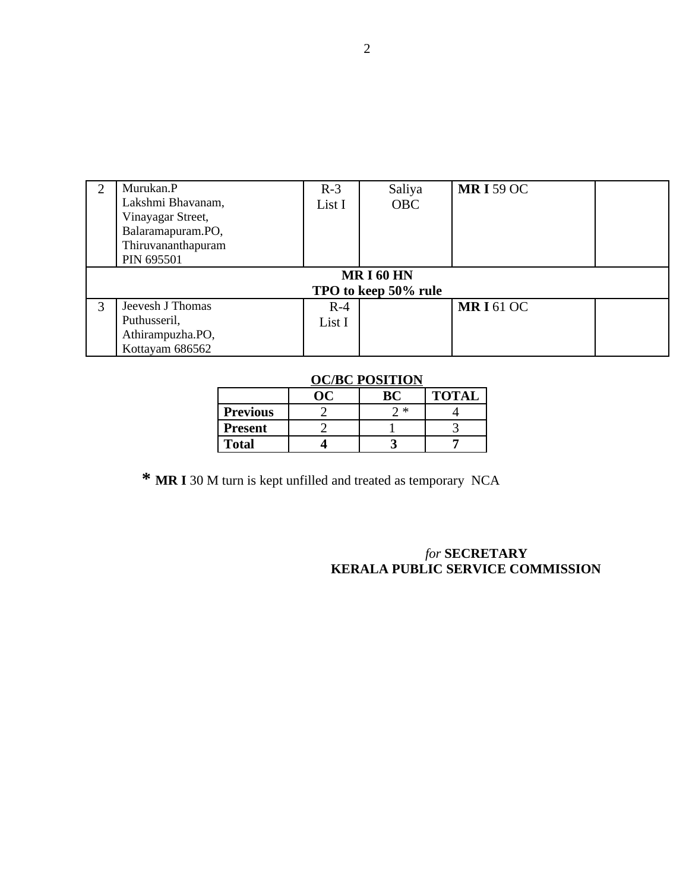| | | | | | |
|---|---|---|---|---|---|
| 2 | Murukan.P<br>Lakshmi Bhavanam,<br>Vinayagar Street,<br>Balaramapuram.PO,<br>Thiruvananthapuram<br>PIN 695501 | R-3<br>List I | Saliya<br>OBC | **MR I** 59 OC | |
| **MR I 60 HN**<br>**TPO to keep 50% rule** | | | | | |
| 3 | Jeevesh J Thomas<br>Puthusseril,<br>Athirampuzha.PO,<br>Kottayam 686562 | R-4<br>List I | | **MR I** 61 OC | |

**OC/BC POSITION**

| | OC | BC | TOTAL |
|---|---|---|---|
| **Previous** | 2 | 2 * | 4 |
| **Present** | 2 | 1 | 3 |
| **Total** | **4** | **3** | **7** |

**\*** **MR I** 30 M turn is kept unfilled and treated as temporary NCA

*for* **SECRETARY**
**KERALA PUBLIC SERVICE COMMISSION**